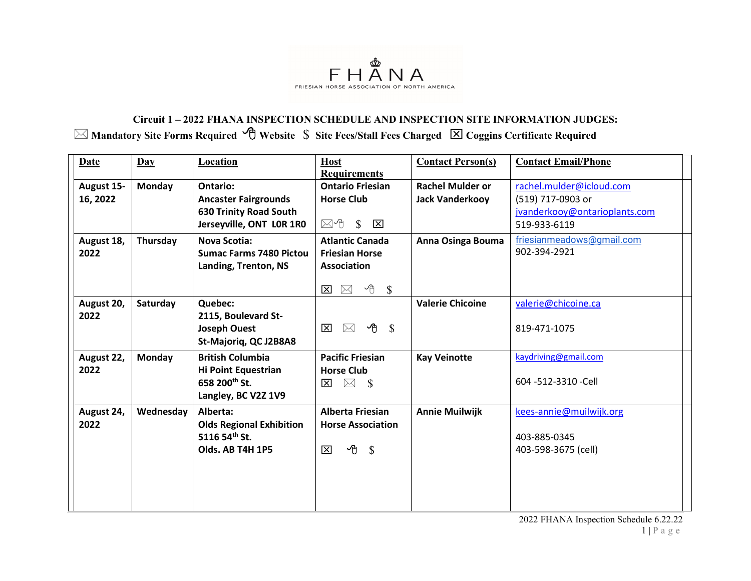FHANA

FRIESIAN HORSE ASSOCIATION OF NORTH AMERICA

**Circuit 1 – 2022 FHANA INSPECTION SCHEDULE AND INSPECTION SITE INFORMATION JUDGES:**

**✉ Mandatory Site Forms Required 🖱 Website $ Site Fees/Stall Fees Charged ☒ Coggins Certificate Required**

| Date | Day | Location | Host Requirements | Contact Person(s) | Contact Email/Phone |
|---|---|---|---|---|---|
| **August 15-16, 2022** | **Monday** | **Ontario:**<br>**Ancaster Fairgrounds**<br>**630 Trinity Road South**<br>**Jerseyville, ONT L0R 1R0** | **Ontario Friesian Horse Club**<br>✉🖱 $ ☒ | **Rachel Mulder or Jack Vanderkooy** | rachel.mulder@icloud.com<br>(519) 717-0903 or<br>jvanderkooy@ontarioplants.com<br>519-933-6119 |
| **August 18, 2022** | **Thursday** | **Nova Scotia:**<br>**Sumac Farms 7480 Pictou Landing, Trenton, NS** | **Atlantic Canada Friesian Horse Association**<br>☒ ✉ 🖱 $ | **Anna Osinga Bouma** | friesianmeadows@gmail.com<br>902-394-2921 |
| **August 20, 2022** | **Saturday** | **Quebec:**<br>**2115, Boulevard St-Joseph Ouest**<br>**St-Majoriq, QC J2B8A8** | ☒ ✉ 🖱 $ | **Valerie Chicoine** | valerie@chicoine.ca<br>819-471-1075 |
| **August 22, 2022** | **Monday** | **British Columbia**<br>**Hi Point Equestrian**<br>**658 200th St.**<br>**Langley, BC V2Z 1V9** | **Pacific Friesian Horse Club**<br>☒ ✉ $ | **Kay Veinotte** | kaydriving@gmail.com<br>604 -512-3310 -Cell |
| **August 24, 2022** | **Wednesday** | **Alberta:**<br>**Olds Regional Exhibition**<br>**5116 54th St.**<br>**Olds. AB T4H 1P5** | **Alberta Friesian Horse Association**<br>☒ 🖱 $ | **Annie Muilwijk** | kees-annie@muilwijk.org<br>403-885-0345<br>403-598-3675 (cell) |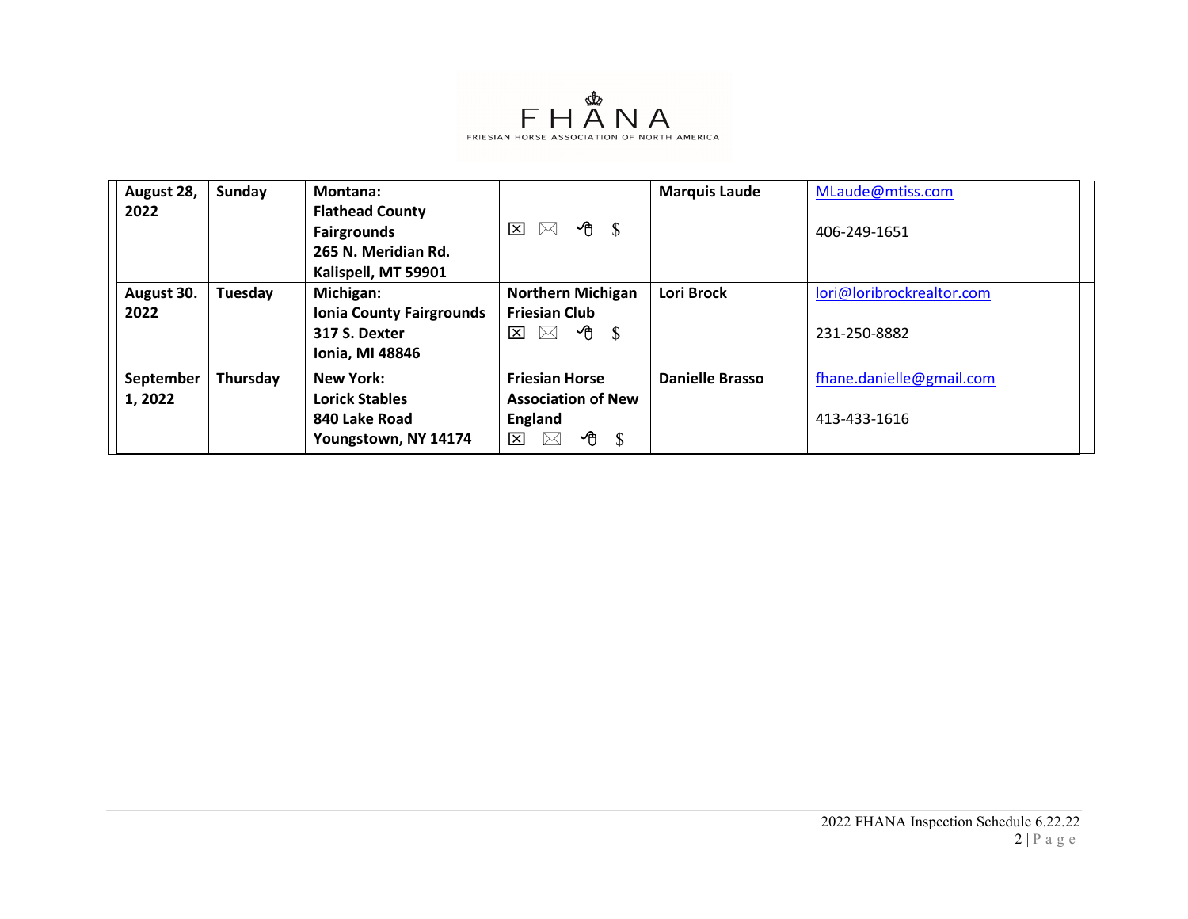FHANA
FRIESIAN HORSE ASSOCIATION OF NORTH AMERICA

| | | | | | |
|---|---|---|---|---|---|
| **August 28, 2022** | **Sunday** | **Montana:**<br>**Flathead County Fairgrounds**<br>**265 N. Meridian Rd.**<br>**Kalispell, MT 59901** | ☒ ✉ 🖱 $ | **Marquis Laude** | MLaude@mtiss.com<br><br>406-249-1651 |
| **August 30. 2022** | **Tuesday** | **Michigan:**<br>**Ionia County Fairgrounds**<br>**317 S. Dexter**<br>**Ionia, MI 48846** | **Northern Michigan Friesian Club**<br>☒ ✉ 🖱 $ | **Lori Brock** | lori@loribrockrealtor.com<br><br>231-250-8882 |
| **September 1, 2022** | **Thursday** | **New York:**<br>**Lorick Stables**<br>**840 Lake Road**<br>**Youngstown, NY 14174** | **Friesian Horse Association of New England**<br>☒ ✉ 🖱 $ | **Danielle Brasso** | fhane.danielle@gmail.com<br><br>413-433-1616 |

2022 FHANA Inspection Schedule 6.22.22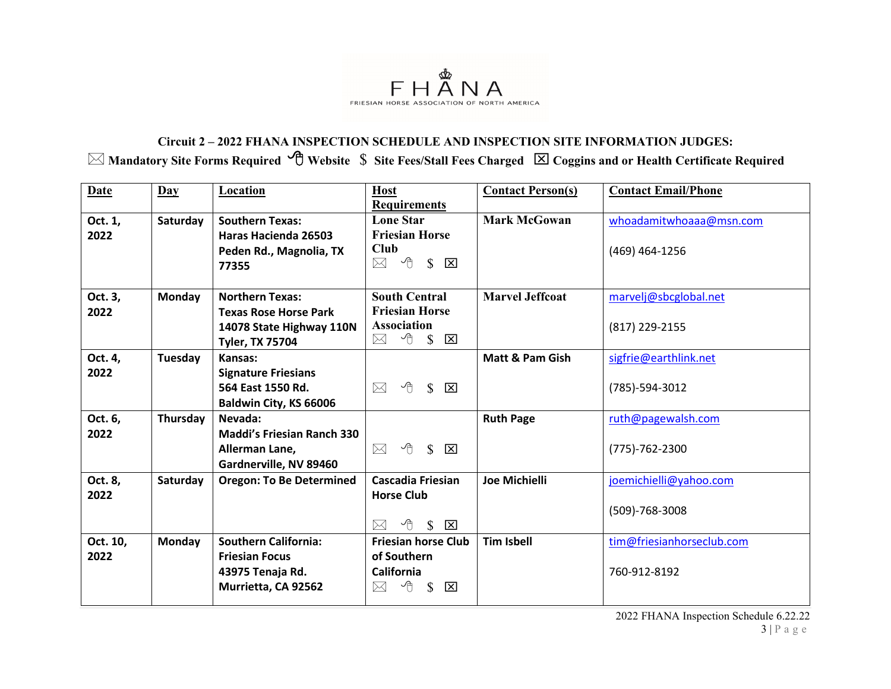FHANA

FRIESIAN HORSE ASSOCIATION OF NORTH AMERICA

**Circuit 2 – 2022 FHANA INSPECTION SCHEDULE AND INSPECTION SITE INFORMATION JUDGES:**

**✉ Mandatory Site Forms Required 🖱 Website $ Site Fees/Stall Fees Charged ☒ Coggins and or Health Certificate Required**

| Date | Day | Location | Host Requirements | Contact Person(s) | Contact Email/Phone |
|---|---|---|---|---|---|
| Oct. 1, 2022 | Saturday | Southern Texas: Haras Hacienda 26503 Peden Rd., Magnolia, TX 77355 | Lone Star Friesian Horse Club ✉ 🖱 $ ☒ | Mark McGowan | whoadamitwhoaaa@msn.com (469) 464-1256 |
| Oct. 3, 2022 | Monday | Northern Texas: Texas Rose Horse Park 14078 State Highway 110N Tyler, TX 75704 | South Central Friesian Horse Association ✉ 🖱 $ ☒ | Marvel Jeffcoat | marvelj@sbcglobal.net (817) 229-2155 |
| Oct. 4, 2022 | Tuesday | Kansas: Signature Friesians 564 East 1550 Rd. Baldwin City, KS 66006 | ✉ 🖱 $ ☒ | Matt & Pam Gish | sigfrie@earthlink.net (785)-594-3012 |
| Oct. 6, 2022 | Thursday | Nevada: Maddi's Friesian Ranch 330 Allerman Lane, Gardnerville, NV 89460 | ✉ 🖱 $ ☒ | Ruth Page | ruth@pagewalsh.com (775)-762-2300 |
| Oct. 8, 2022 | Saturday | Oregon: To Be Determined | Cascadia Friesian Horse Club ✉ 🖱 $ ☒ | Joe Michielli | joemichielli@yahoo.com (509)-768-3008 |
| Oct. 10, 2022 | Monday | Southern California: Friesian Focus 43975 Tenaja Rd. Murrietta, CA 92562 | Friesian horse Club of Southern California ✉ 🖱 $ ☒ | Tim Isbell | tim@friesianhorseclub.com 760-912-8192 |

2022 FHANA Inspection Schedule 6.22.22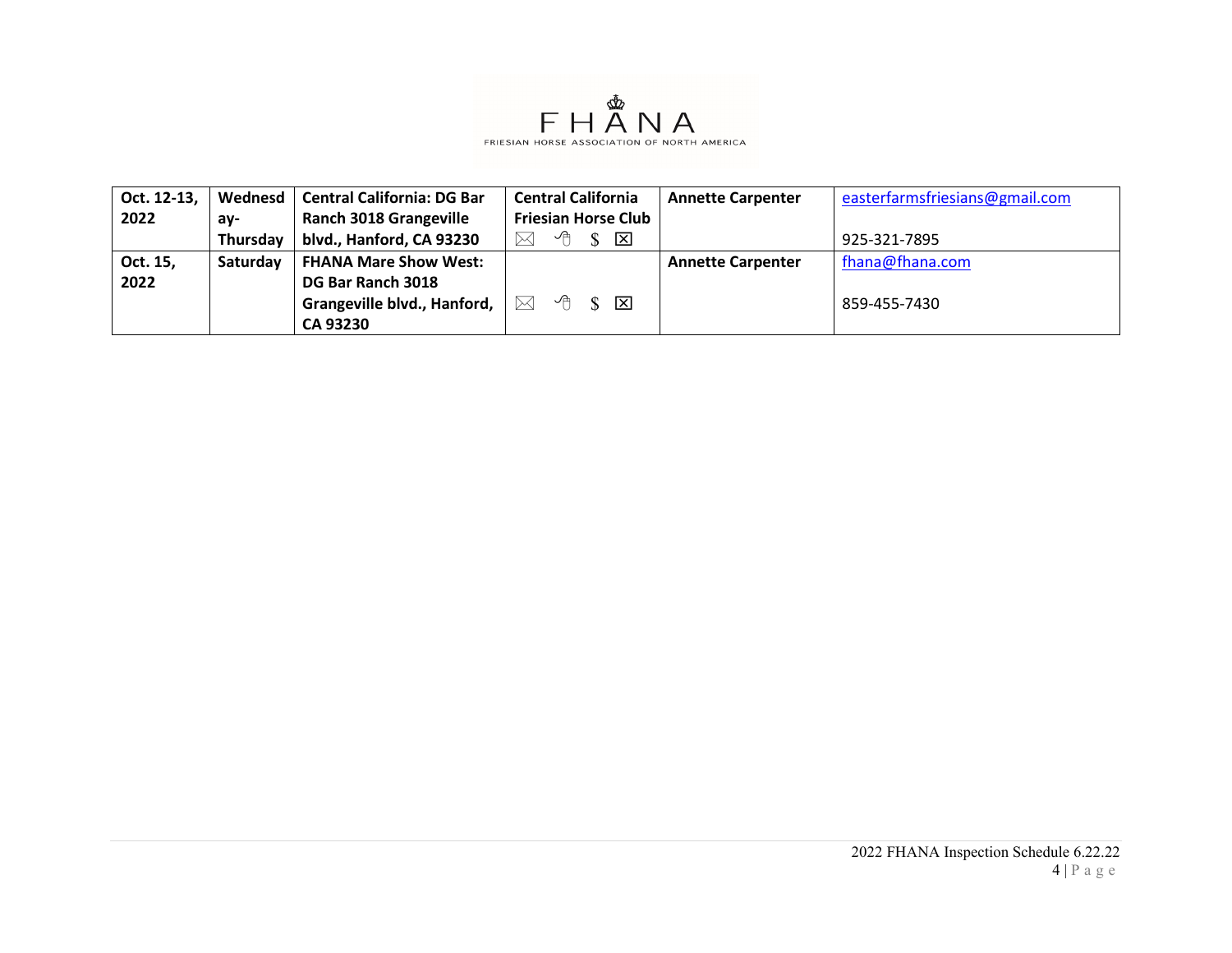# FHANA

FRIESIAN HORSE ASSOCIATION OF NORTH AMERICA

| | | | | | |
|---|---|---|---|---|---|
| **Oct. 12-13, 2022** | **Wednesday-Thursday** | **Central California: DG Bar Ranch 3018 Grangeville blvd., Hanford, CA 93230** | **Central California Friesian Horse Club** ✉ 🖱 $ ☒ | **Annette Carpenter** | easterfarmsfriesians@gmail.com<br><br>925-321-7895 |
| **Oct. 15, 2022** | **Saturday** | **FHANA Mare Show West: DG Bar Ranch 3018 Grangeville blvd., Hanford, CA 93230** | ✉ 🖱 $ ☒ | **Annette Carpenter** | fhana@fhana.com<br><br>859-455-7430 |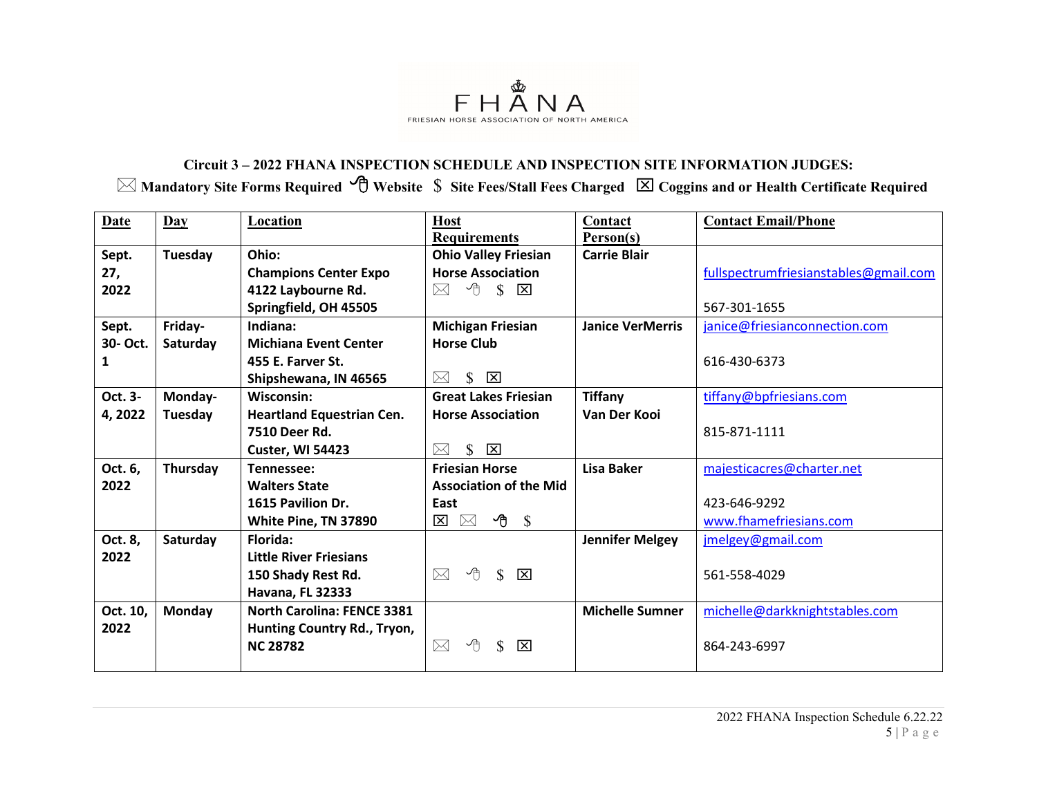FHANA

FRIESIAN HORSE ASSOCIATION OF NORTH AMERICA

**Circuit 3 – 2022 FHANA INSPECTION SCHEDULE AND INSPECTION SITE INFORMATION JUDGES:**

**✉ Mandatory Site Forms Required 🖱 Website $ Site Fees/Stall Fees Charged ☒ Coggins and or Health Certificate Required**

| Date | Day | Location | Host Requirements | Contact Person(s) | Contact Email/Phone |
|---|---|---|---|---|---|
| Sept. 27, 2022 | Tuesday | Ohio: Champions Center Expo 4122 Laybourne Rd. Springfield, OH 45505 | Ohio Valley Friesian Horse Association ✉ 🖱 $ ☒ | Carrie Blair | fullspectrumfriesianstables@gmail.com 567-301-1655 |
| Sept. 30- Oct. 1 | Friday-Saturday | Indiana: Michiana Event Center 455 E. Farver St. Shipshewana, IN 46565 | Michigan Friesian Horse Club ✉ $ ☒ | Janice VerMerris | janice@friesianconnection.com 616-430-6373 |
| Oct. 3-4, 2022 | Monday-Tuesday | Wisconsin: Heartland Equestrian Cen. 7510 Deer Rd. Custer, WI 54423 | Great Lakes Friesian Horse Association ✉ $ ☒ | Tiffany Van Der Kooi | tiffany@bpfriesians.com 815-871-1111 |
| Oct. 6, 2022 | Thursday | Tennessee: Walters State 1615 Pavilion Dr. White Pine, TN 37890 | Friesian Horse Association of the Mid East ☒ ✉ 🖱 $ | Lisa Baker | majesticacres@charter.net 423-646-9292 www.fhamefriesians.com |
| Oct. 8, 2022 | Saturday | Florida: Little River Friesians 150 Shady Rest Rd. Havana, FL 32333 | ✉ 🖱 $ ☒ | Jennifer Melgey | jmelgey@gmail.com 561-558-4029 |
| Oct. 10, 2022 | Monday | North Carolina: FENCE 3381 Hunting Country Rd., Tryon, NC 28782 | ✉ 🖱 $ ☒ | Michelle Sumner | michelle@darkknightstables.com 864-243-6997 |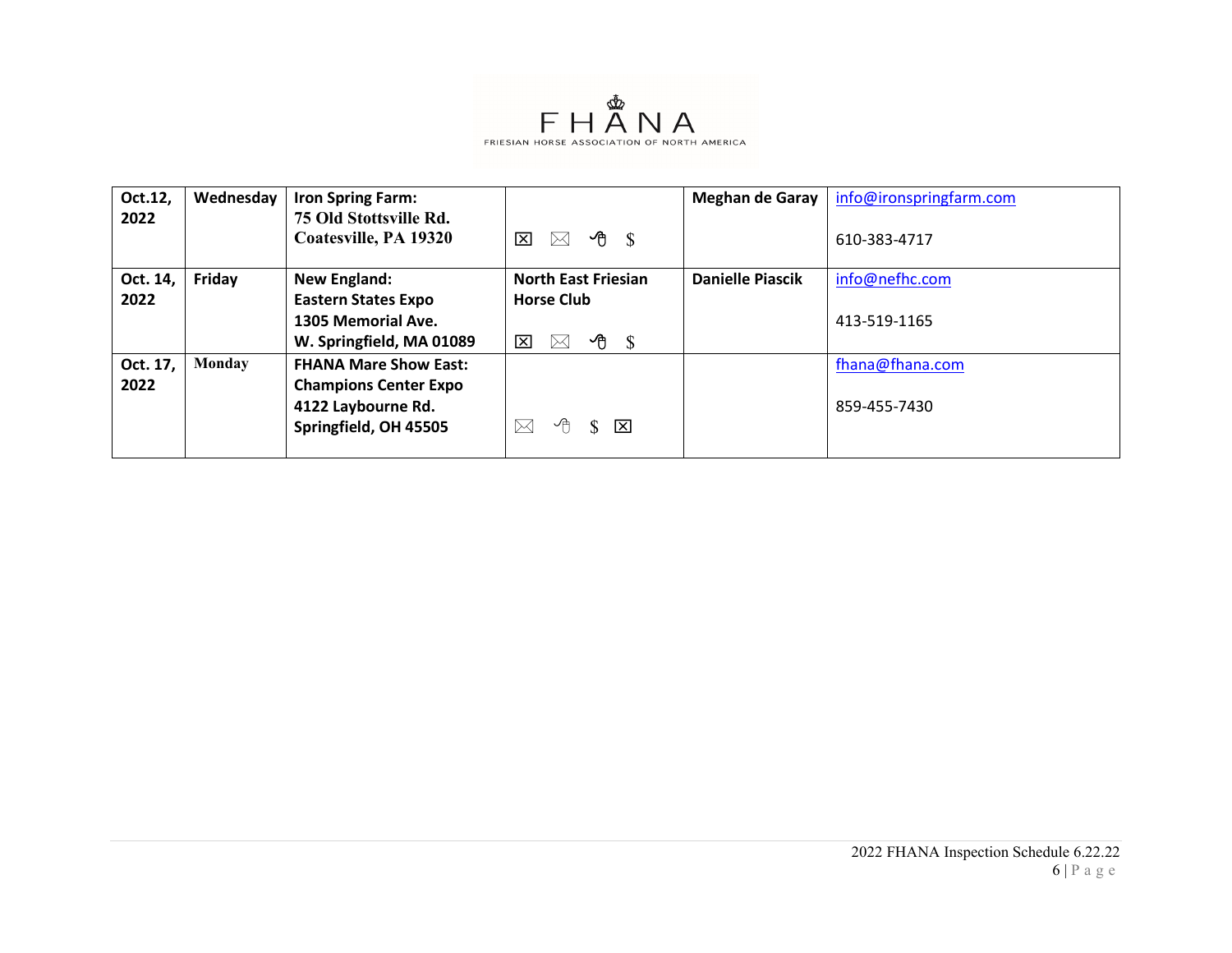FHANA

FRIESIAN HORSE ASSOCIATION OF NORTH AMERICA

| | | | | | |
|---|---|---|---|---|---|
| **Oct.12, 2022** | **Wednesday** | **Iron Spring Farm:**<br>**75 Old Stottsville Rd.**<br>**Coatesville, PA 19320** | ☒ ✉ 🖱 $ | **Meghan de Garay** | info@ironspringfarm.com<br><br>610-383-4717 |
| **Oct. 14, 2022** | **Friday** | **New England:**<br>**Eastern States Expo**<br>**1305 Memorial Ave.**<br>**W. Springfield, MA 01089** | **North East Friesian Horse Club**<br><br>☒ ✉ 🖱 $ | **Danielle Piascik** | info@nefhc.com<br><br>413-519-1165 |
| **Oct. 17, 2022** | **Monday** | **FHANA Mare Show East:**<br>**Champions Center Expo**<br>**4122 Laybourne Rd.**<br>**Springfield, OH 45505** | ✉ 🖱 $ ☒ | | fhana@fhana.com<br><br>859-455-7430 |